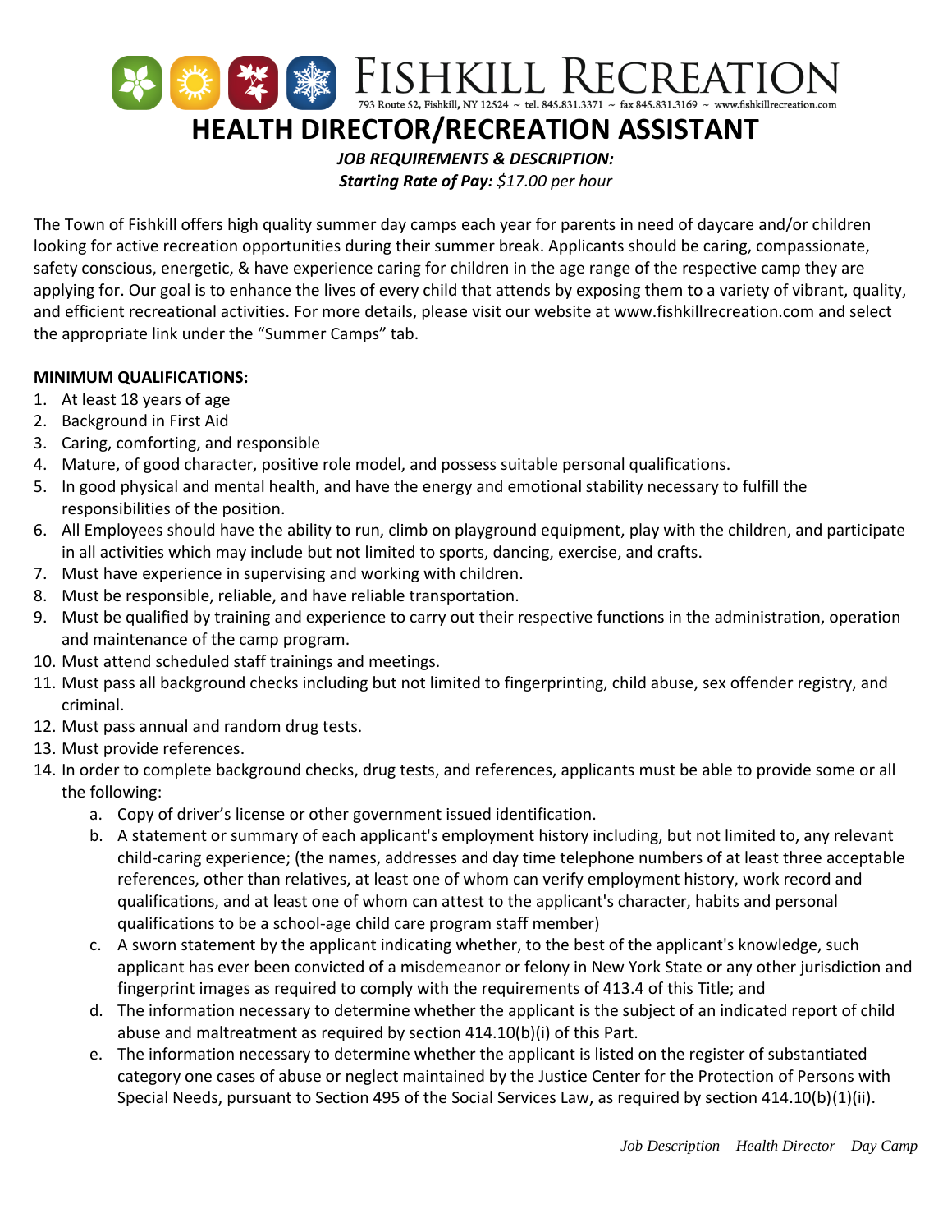# FISHKILL RECREATION

793 Route 52, Fishkill, NY 12524 ~ tel. 845.831.3371 ~ fax 845.831.3169 ~ www.fishkillrecreation.com

# HEALTH DIRECTOR/RECREATION ASSISTANT

***JOB REQUIREMENTS & DESCRIPTION:***

***Starting Rate of Pay:*** *$17.00 per hour*

The Town of Fishkill offers high quality summer day camps each year for parents in need of daycare and/or children looking for active recreation opportunities during their summer break. Applicants should be caring, compassionate, safety conscious, energetic, & have experience caring for children in the age range of the respective camp they are applying for. Our goal is to enhance the lives of every child that attends by exposing them to a variety of vibrant, quality, and efficient recreational activities. For more details, please visit our website at www.fishkillrecreation.com and select the appropriate link under the "Summer Camps" tab.

**MINIMUM QUALIFICATIONS:**

1. At least 18 years of age
2. Background in First Aid
3. Caring, comforting, and responsible
4. Mature, of good character, positive role model, and possess suitable personal qualifications.
5. In good physical and mental health, and have the energy and emotional stability necessary to fulfill the responsibilities of the position.
6. All Employees should have the ability to run, climb on playground equipment, play with the children, and participate in all activities which may include but not limited to sports, dancing, exercise, and crafts.
7. Must have experience in supervising and working with children.
8. Must be responsible, reliable, and have reliable transportation.
9. Must be qualified by training and experience to carry out their respective functions in the administration, operation and maintenance of the camp program.
10. Must attend scheduled staff trainings and meetings.
11. Must pass all background checks including but not limited to fingerprinting, child abuse, sex offender registry, and criminal.
12. Must pass annual and random drug tests.
13. Must provide references.
14. In order to complete background checks, drug tests, and references, applicants must be able to provide some or all the following:
    a. Copy of driver's license or other government issued identification.
    b. A statement or summary of each applicant's employment history including, but not limited to, any relevant child-caring experience; (the names, addresses and day time telephone numbers of at least three acceptable references, other than relatives, at least one of whom can verify employment history, work record and qualifications, and at least one of whom can attest to the applicant's character, habits and personal qualifications to be a school-age child care program staff member)
    c. A sworn statement by the applicant indicating whether, to the best of the applicant's knowledge, such applicant has ever been convicted of a misdemeanor or felony in New York State or any other jurisdiction and fingerprint images as required to comply with the requirements of 413.4 of this Title; and
    d. The information necessary to determine whether the applicant is the subject of an indicated report of child abuse and maltreatment as required by section 414.10(b)(i) of this Part.
    e. The information necessary to determine whether the applicant is listed on the register of substantiated category one cases of abuse or neglect maintained by the Justice Center for the Protection of Persons with Special Needs, pursuant to Section 495 of the Social Services Law, as required by section 414.10(b)(1)(ii).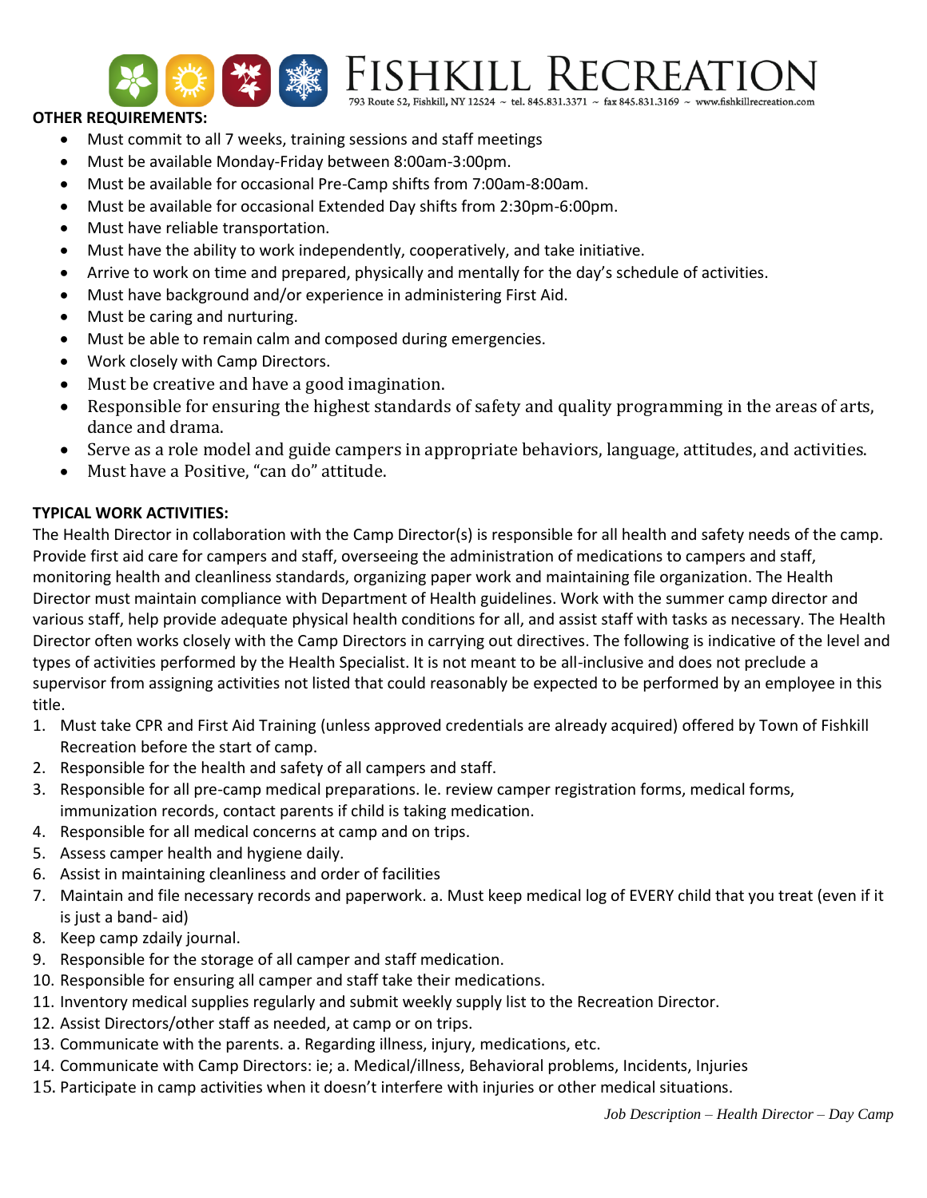**OTHER REQUIREMENTS:**

- Must commit to all 7 weeks, training sessions and staff meetings
- Must be available Monday-Friday between 8:00am-3:00pm.
- Must be available for occasional Pre-Camp shifts from 7:00am-8:00am.
- Must be available for occasional Extended Day shifts from 2:30pm-6:00pm.
- Must have reliable transportation.
- Must have the ability to work independently, cooperatively, and take initiative.
- Arrive to work on time and prepared, physically and mentally for the day's schedule of activities.
- Must have background and/or experience in administering First Aid.
- Must be caring and nurturing.
- Must be able to remain calm and composed during emergencies.
- Work closely with Camp Directors.
- Must be creative and have a good imagination.
- Responsible for ensuring the highest standards of safety and quality programming in the areas of arts, dance and drama.
- Serve as a role model and guide campers in appropriate behaviors, language, attitudes, and activities.
- Must have a Positive, "can do" attitude.

**TYPICAL WORK ACTIVITIES:**

The Health Director in collaboration with the Camp Director(s) is responsible for all health and safety needs of the camp. Provide first aid care for campers and staff, overseeing the administration of medications to campers and staff, monitoring health and cleanliness standards, organizing paper work and maintaining file organization. The Health Director must maintain compliance with Department of Health guidelines. Work with the summer camp director and various staff, help provide adequate physical health conditions for all, and assist staff with tasks as necessary. The Health Director often works closely with the Camp Directors in carrying out directives. The following is indicative of the level and types of activities performed by the Health Specialist. It is not meant to be all-inclusive and does not preclude a supervisor from assigning activities not listed that could reasonably be expected to be performed by an employee in this title.

1. Must take CPR and First Aid Training (unless approved credentials are already acquired) offered by Town of Fishkill Recreation before the start of camp.
2. Responsible for the health and safety of all campers and staff.
3. Responsible for all pre-camp medical preparations. Ie. review camper registration forms, medical forms, immunization records, contact parents if child is taking medication.
4. Responsible for all medical concerns at camp and on trips.
5. Assess camper health and hygiene daily.
6. Assist in maintaining cleanliness and order of facilities
7. Maintain and file necessary records and paperwork. a. Must keep medical log of EVERY child that you treat (even if it is just a band- aid)
8. Keep camp zdaily journal.
9. Responsible for the storage of all camper and staff medication.
10. Responsible for ensuring all camper and staff take their medications.
11. Inventory medical supplies regularly and submit weekly supply list to the Recreation Director.
12. Assist Directors/other staff as needed, at camp or on trips.
13. Communicate with the parents. a. Regarding illness, injury, medications, etc.
14. Communicate with Camp Directors: ie; a. Medical/illness, Behavioral problems, Incidents, Injuries
15. Participate in camp activities when it doesn't interfere with injuries or other medical situations.

*Job Description – Health Director – Day Camp*